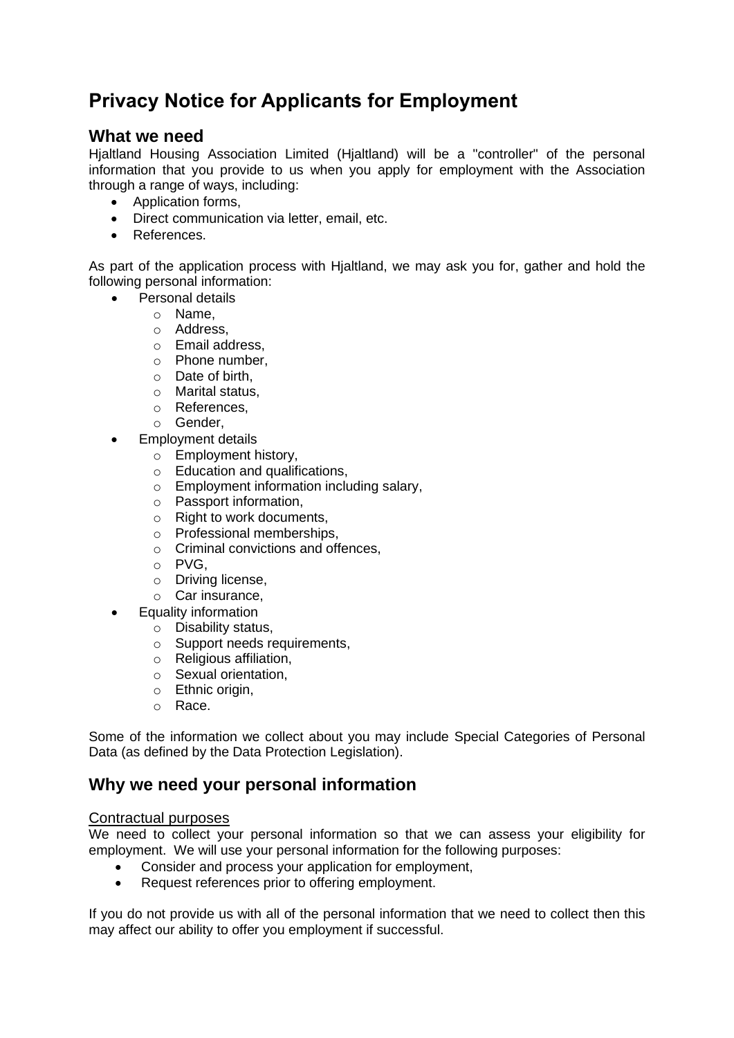# Privacy Notice for Applicants for Employment

## What we need

Hjaltland Housing Association Limited (Hjaltland) will be a "controller" of the personal information that you provide to us when you apply for employment with the Association through a range of ways, including:

- Application forms,
- Direct communication via letter, email, etc.
- References.

As part of the application process with Hjaltland, we may ask you for, gather and hold the following personal information:

- Personal details
  - Name,
  - Address,
  - Email address,
  - Phone number,
  - Date of birth,
  - Marital status,
  - References,
  - Gender,
- Employment details
  - Employment history,
  - Education and qualifications,
  - Employment information including salary,
  - Passport information,
  - Right to work documents,
  - Professional memberships,
  - Criminal convictions and offences,
  - PVG,
  - Driving license,
  - Car insurance,
- Equality information
  - Disability status,
  - Support needs requirements,
  - Religious affiliation,
  - Sexual orientation,
  - Ethnic origin,
  - Race.

Some of the information we collect about you may include Special Categories of Personal Data (as defined by the Data Protection Legislation).

## Why we need your personal information

Contractual purposes

We need to collect your personal information so that we can assess your eligibility for employment. We will use your personal information for the following purposes:

- Consider and process your application for employment,
- Request references prior to offering employment.

If you do not provide us with all of the personal information that we need to collect then this may affect our ability to offer you employment if successful.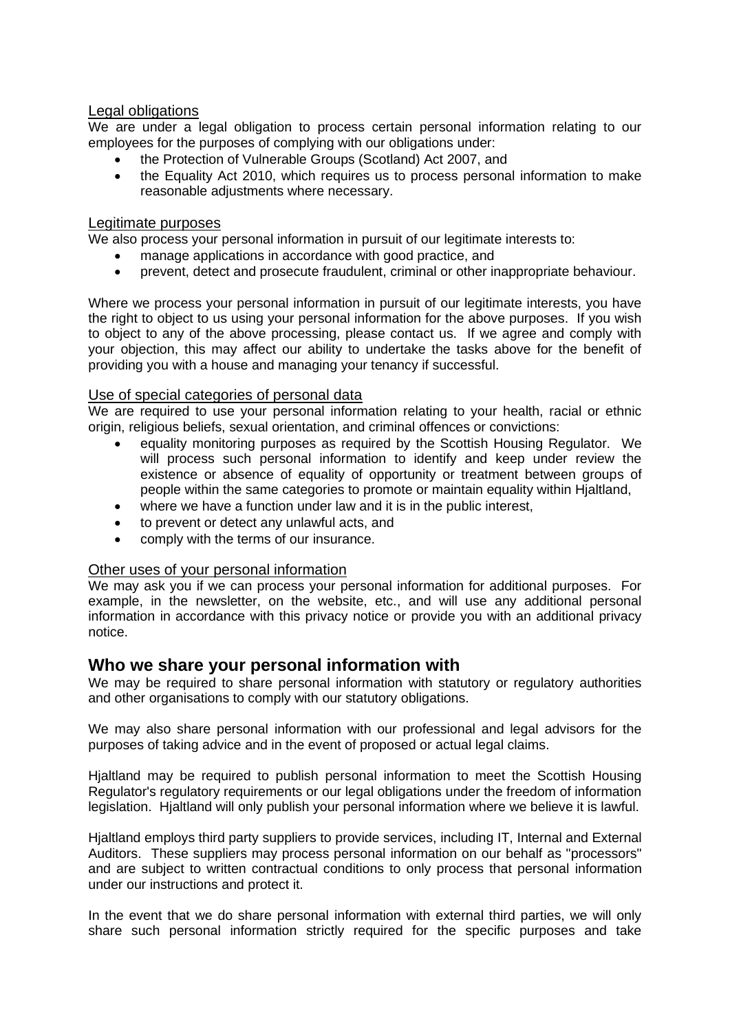### Legal obligations

We are under a legal obligation to process certain personal information relating to our employees for the purposes of complying with our obligations under:

- the Protection of Vulnerable Groups (Scotland) Act 2007, and
- the Equality Act 2010, which requires us to process personal information to make reasonable adjustments where necessary.

### Legitimate purposes

We also process your personal information in pursuit of our legitimate interests to:

- manage applications in accordance with good practice, and
- prevent, detect and prosecute fraudulent, criminal or other inappropriate behaviour.

Where we process your personal information in pursuit of our legitimate interests, you have the right to object to us using your personal information for the above purposes. If you wish to object to any of the above processing, please contact us. If we agree and comply with your objection, this may affect our ability to undertake the tasks above for the benefit of providing you with a house and managing your tenancy if successful.

### Use of special categories of personal data

We are required to use your personal information relating to your health, racial or ethnic origin, religious beliefs, sexual orientation, and criminal offences or convictions:

- equality monitoring purposes as required by the Scottish Housing Regulator. We will process such personal information to identify and keep under review the existence or absence of equality of opportunity or treatment between groups of people within the same categories to promote or maintain equality within Hjaltland,
- where we have a function under law and it is in the public interest,
- to prevent or detect any unlawful acts, and
- comply with the terms of our insurance.

### Other uses of your personal information

We may ask you if we can process your personal information for additional purposes. For example, in the newsletter, on the website, etc., and will use any additional personal information in accordance with this privacy notice or provide you with an additional privacy notice.

## Who we share your personal information with

We may be required to share personal information with statutory or regulatory authorities and other organisations to comply with our statutory obligations.

We may also share personal information with our professional and legal advisors for the purposes of taking advice and in the event of proposed or actual legal claims.

Hjaltland may be required to publish personal information to meet the Scottish Housing Regulator's regulatory requirements or our legal obligations under the freedom of information legislation. Hjaltland will only publish your personal information where we believe it is lawful.

Hjaltland employs third party suppliers to provide services, including IT, Internal and External Auditors. These suppliers may process personal information on our behalf as "processors" and are subject to written contractual conditions to only process that personal information under our instructions and protect it.

In the event that we do share personal information with external third parties, we will only share such personal information strictly required for the specific purposes and take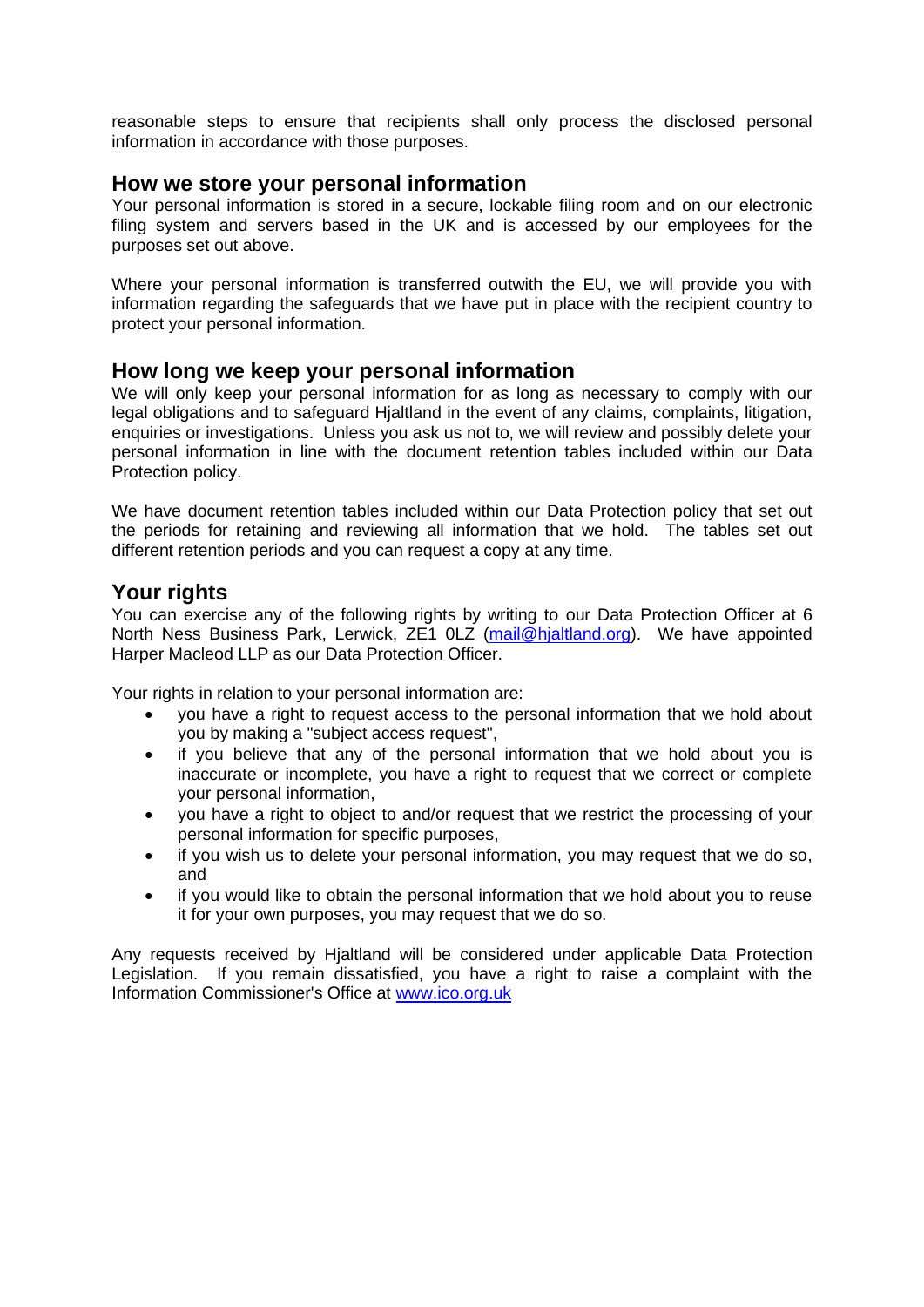reasonable steps to ensure that recipients shall only process the disclosed personal information in accordance with those purposes.

## How we store your personal information

Your personal information is stored in a secure, lockable filing room and on our electronic filing system and servers based in the UK and is accessed by our employees for the purposes set out above.

Where your personal information is transferred outwith the EU, we will provide you with information regarding the safeguards that we have put in place with the recipient country to protect your personal information.

## How long we keep your personal information

We will only keep your personal information for as long as necessary to comply with our legal obligations and to safeguard Hjaltland in the event of any claims, complaints, litigation, enquiries or investigations. Unless you ask us not to, we will review and possibly delete your personal information in line with the document retention tables included within our Data Protection policy.

We have document retention tables included within our Data Protection policy that set out the periods for retaining and reviewing all information that we hold. The tables set out different retention periods and you can request a copy at any time.

## Your rights

You can exercise any of the following rights by writing to our Data Protection Officer at 6 North Ness Business Park, Lerwick, ZE1 0LZ (mail@hjaltland.org). We have appointed Harper Macleod LLP as our Data Protection Officer.

Your rights in relation to your personal information are:

- you have a right to request access to the personal information that we hold about you by making a "subject access request",
- if you believe that any of the personal information that we hold about you is inaccurate or incomplete, you have a right to request that we correct or complete your personal information,
- you have a right to object to and/or request that we restrict the processing of your personal information for specific purposes,
- if you wish us to delete your personal information, you may request that we do so, and
- if you would like to obtain the personal information that we hold about you to reuse it for your own purposes, you may request that we do so.

Any requests received by Hjaltland will be considered under applicable Data Protection Legislation. If you remain dissatisfied, you have a right to raise a complaint with the Information Commissioner's Office at www.ico.org.uk